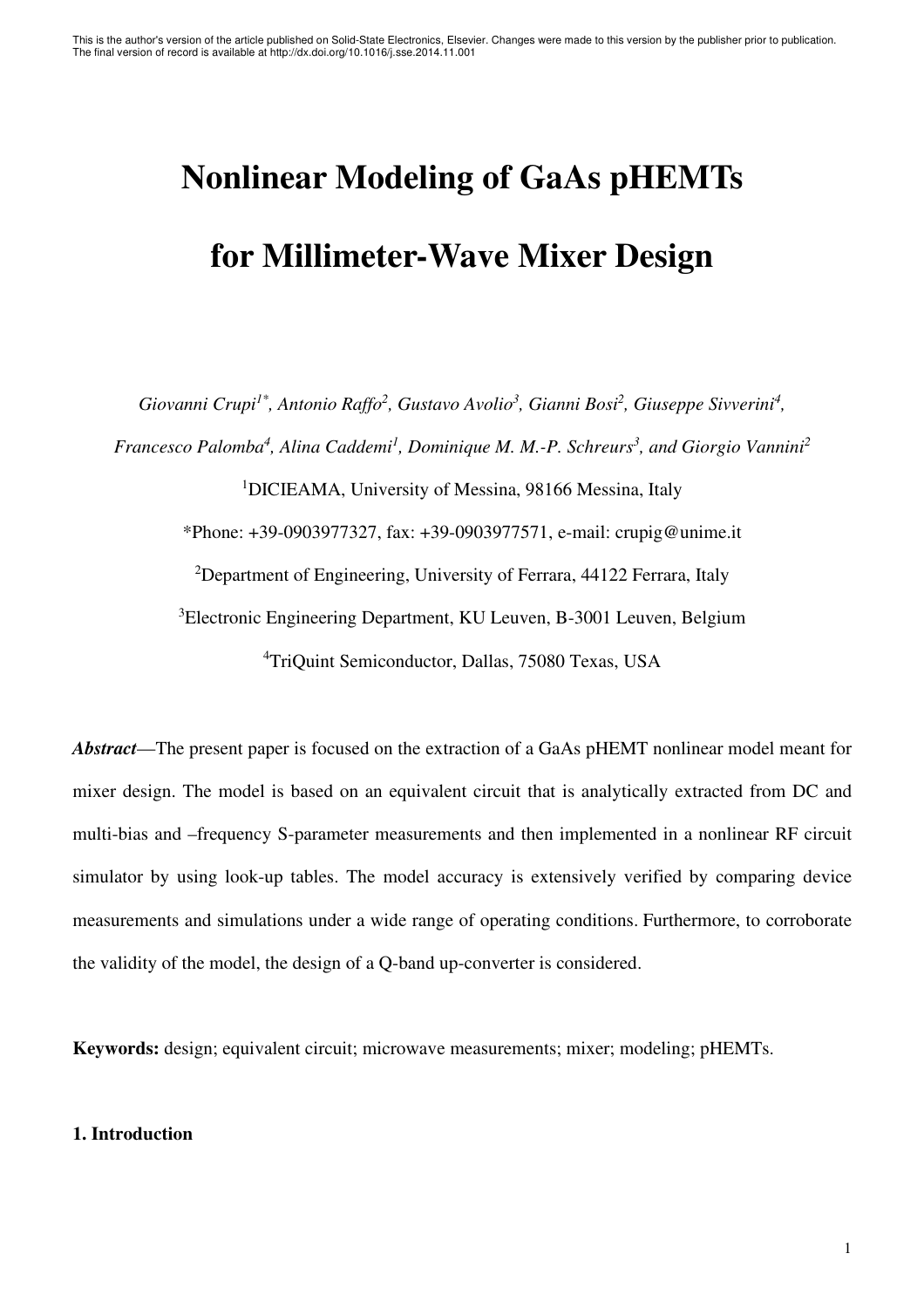This is the author's version of the article published on Solid-State Electronics, Elsevier. Changes were made to this version by the publisher prior to publication. The final version of record is available at http://dx.doi.org/10.1016/j.sse.2014.11.001

# Nonlinear Modeling of GaAs pHEMTs for Millimeter-Wave Mixer Design

*Giovanni Crupi[1*], Antonio Raffo[2], Gustavo Avolio[3], Gianni Bosi[2], Giuseppe Sivverini[4], Francesco Palomba[4], Alina Caddemi[1], Dominique M. M.-P. Schreurs[3], and Giorgio Vannini[2]*

[1]DICIEAMA, University of Messina, 98166 Messina, Italy

*Phone: +39-0903977327, fax: +39-0903977571, e-mail: crupig@unime.it

[2]Department of Engineering, University of Ferrara, 44122 Ferrara, Italy

[3]Electronic Engineering Department, KU Leuven, B-3001 Leuven, Belgium

[4]TriQuint Semiconductor, Dallas, 75080 Texas, USA

***Abstract***—The present paper is focused on the extraction of a GaAs pHEMT nonlinear model meant for mixer design. The model is based on an equivalent circuit that is analytically extracted from DC and multi-bias and –frequency S-parameter measurements and then implemented in a nonlinear RF circuit simulator by using look-up tables. The model accuracy is extensively verified by comparing device measurements and simulations under a wide range of operating conditions. Furthermore, to corroborate the validity of the model, the design of a Q-band up-converter is considered.

**Keywords:** design; equivalent circuit; microwave measurements; mixer; modeling; pHEMTs.

## 1. Introduction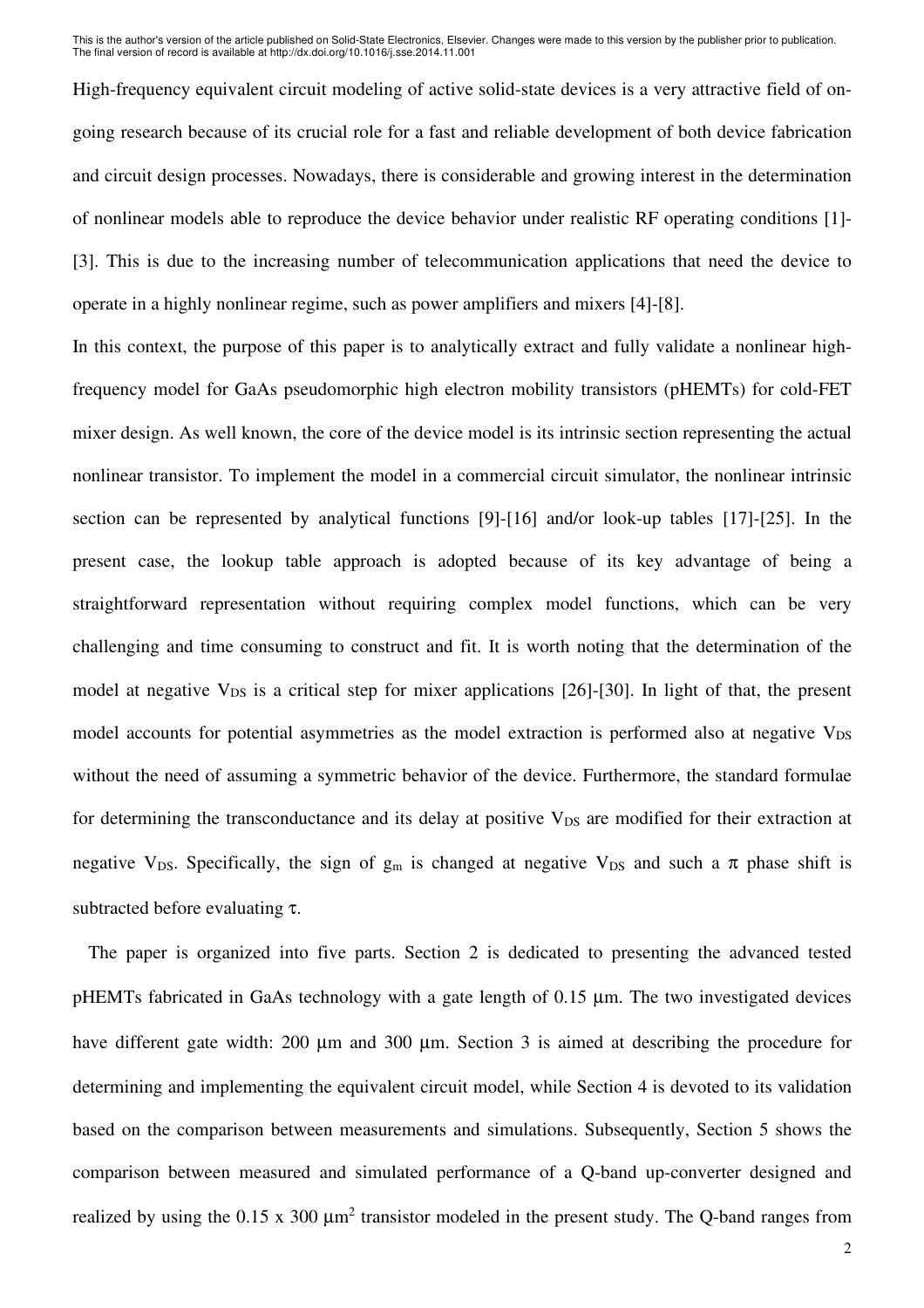High-frequency equivalent circuit modeling of active solid-state devices is a very attractive field of on-going research because of its crucial role for a fast and reliable development of both device fabrication and circuit design processes. Nowadays, there is considerable and growing interest in the determination of nonlinear models able to reproduce the device behavior under realistic RF operating conditions [1]-[3]. This is due to the increasing number of telecommunication applications that need the device to operate in a highly nonlinear regime, such as power amplifiers and mixers [4]-[8].

In this context, the purpose of this paper is to analytically extract and fully validate a nonlinear high-frequency model for GaAs pseudomorphic high electron mobility transistors (pHEMTs) for cold-FET mixer design. As well known, the core of the device model is its intrinsic section representing the actual nonlinear transistor. To implement the model in a commercial circuit simulator, the nonlinear intrinsic section can be represented by analytical functions [9]-[16] and/or look-up tables [17]-[25]. In the present case, the lookup table approach is adopted because of its key advantage of being a straightforward representation without requiring complex model functions, which can be very challenging and time consuming to construct and fit. It is worth noting that the determination of the model at negative $V_{DS}$ is a critical step for mixer applications [26]-[30]. In light of that, the present model accounts for potential asymmetries as the model extraction is performed also at negative $V_{DS}$ without the need of assuming a symmetric behavior of the device. Furthermore, the standard formulae for determining the transconductance and its delay at positive $V_{DS}$ are modified for their extraction at negative $V_{DS}$. Specifically, the sign of $g_m$ is changed at negative $V_{DS}$ and such a $\pi$ phase shift is subtracted before evaluating $\tau$.

The paper is organized into five parts. Section 2 is dedicated to presenting the advanced tested pHEMTs fabricated in GaAs technology with a gate length of 0.15 μm. The two investigated devices have different gate width: 200 μm and 300 μm. Section 3 is aimed at describing the procedure for determining and implementing the equivalent circuit model, while Section 4 is devoted to its validation based on the comparison between measurements and simulations. Subsequently, Section 5 shows the comparison between measured and simulated performance of a Q-band up-converter designed and realized by using the 0.15 x 300 $\mu m^2$ transistor modeled in the present study. The Q-band ranges from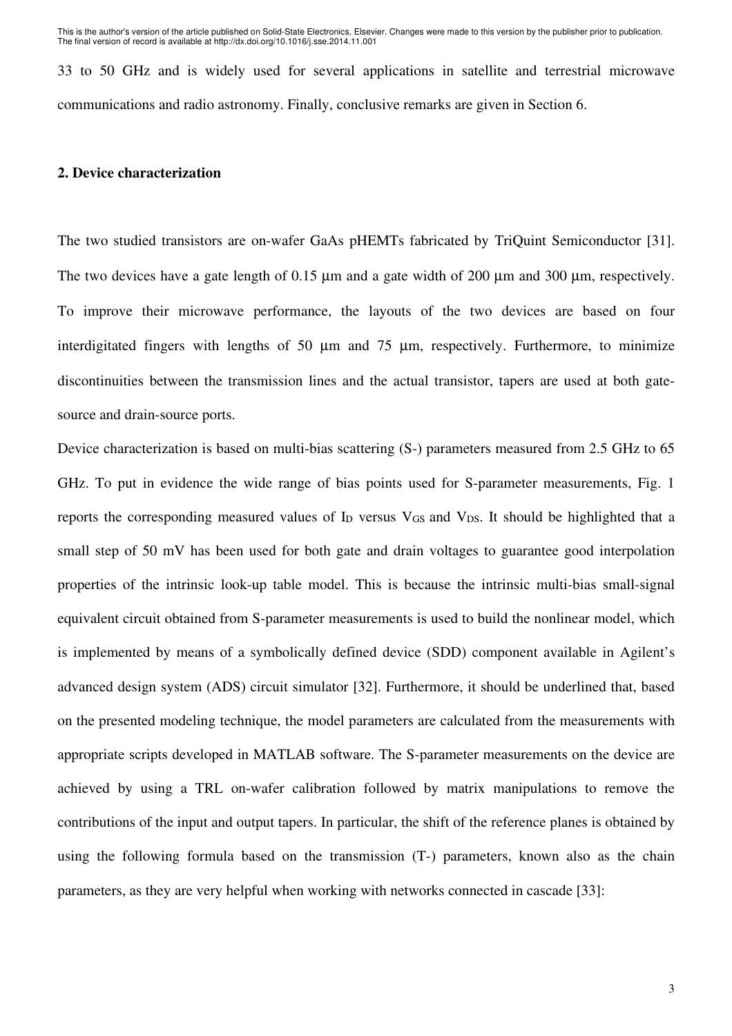33 to 50 GHz and is widely used for several applications in satellite and terrestrial microwave communications and radio astronomy. Finally, conclusive remarks are given in Section 6.

## 2. Device characterization

The two studied transistors are on-wafer GaAs pHEMTs fabricated by TriQuint Semiconductor [31]. The two devices have a gate length of 0.15 μm and a gate width of 200 μm and 300 μm, respectively. To improve their microwave performance, the layouts of the two devices are based on four interdigitated fingers with lengths of 50 μm and 75 μm, respectively. Furthermore, to minimize discontinuities between the transmission lines and the actual transistor, tapers are used at both gate-source and drain-source ports.

Device characterization is based on multi-bias scattering (S-) parameters measured from 2.5 GHz to 65 GHz. To put in evidence the wide range of bias points used for S-parameter measurements, Fig. 1 reports the corresponding measured values of $I_D$ versus $V_{GS}$ and $V_{DS}$. It should be highlighted that a small step of 50 mV has been used for both gate and drain voltages to guarantee good interpolation properties of the intrinsic look-up table model. This is because the intrinsic multi-bias small-signal equivalent circuit obtained from S-parameter measurements is used to build the nonlinear model, which is implemented by means of a symbolically defined device (SDD) component available in Agilent's advanced design system (ADS) circuit simulator [32]. Furthermore, it should be underlined that, based on the presented modeling technique, the model parameters are calculated from the measurements with appropriate scripts developed in MATLAB software. The S-parameter measurements on the device are achieved by using a TRL on-wafer calibration followed by matrix manipulations to remove the contributions of the input and output tapers. In particular, the shift of the reference planes is obtained by using the following formula based on the transmission (T-) parameters, known also as the chain parameters, as they are very helpful when working with networks connected in cascade [33]: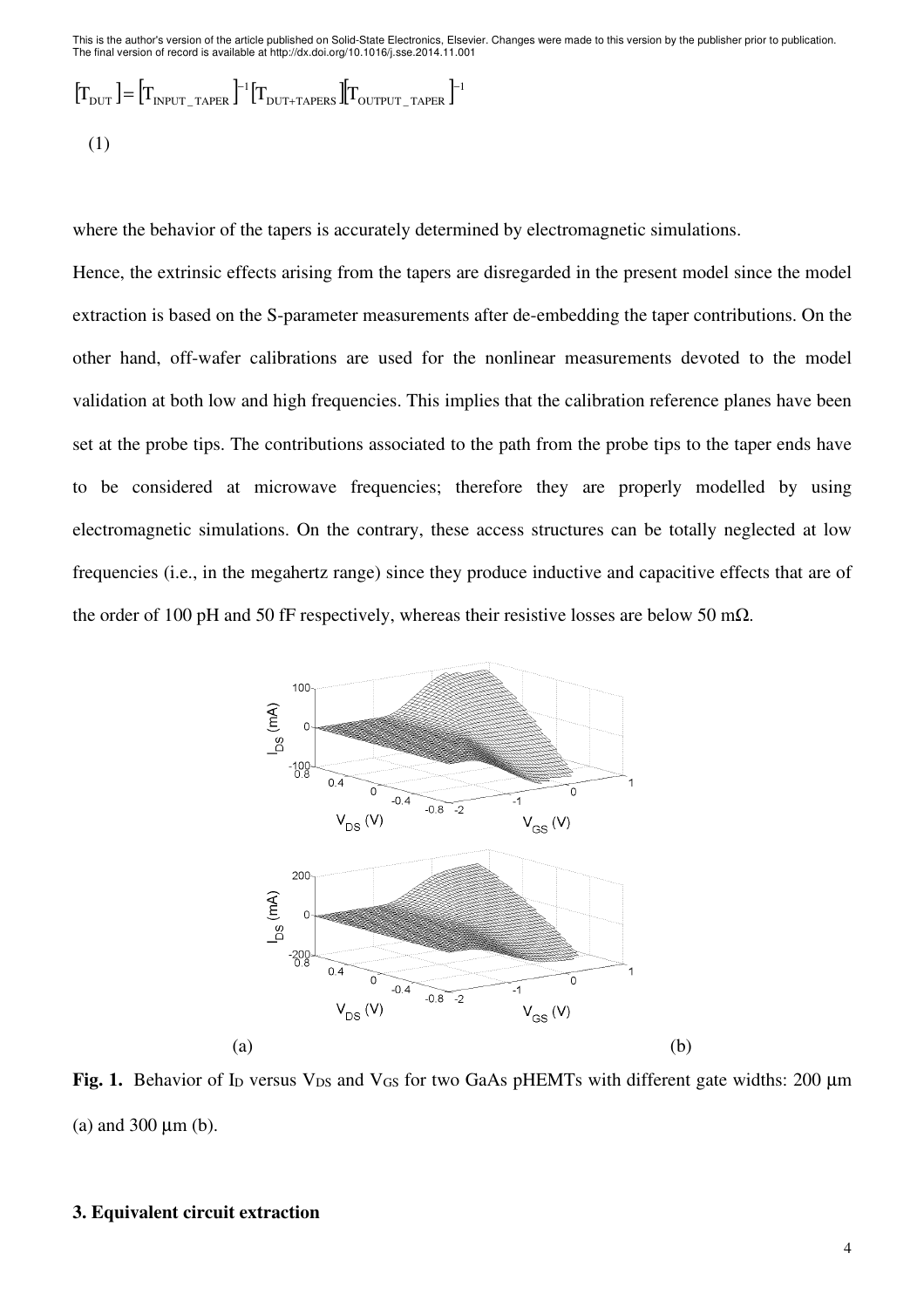$$[T_{DUT}] = [T_{INPUT\_TAPER}]^{-1}[T_{DUT+TAPERS}][T_{OUTPUT\_TAPER}]^{-1}$$

(1)

where the behavior of the tapers is accurately determined by electromagnetic simulations.

Hence, the extrinsic effects arising from the tapers are disregarded in the present model since the model extraction is based on the S-parameter measurements after de-embedding the taper contributions. On the other hand, off-wafer calibrations are used for the nonlinear measurements devoted to the model validation at both low and high frequencies. This implies that the calibration reference planes have been set at the probe tips. The contributions associated to the path from the probe tips to the taper ends have to be considered at microwave frequencies; therefore they are properly modelled by using electromagnetic simulations. On the contrary, these access structures can be totally neglected at low frequencies (i.e., in the megahertz range) since they produce inductive and capacitive effects that are of the order of 100 pH and 50 fF respectively, whereas their resistive losses are below 50 mΩ.

(a) (b)

**Fig. 1.** Behavior of $I_D$ versus $V_{DS}$ and $V_{GS}$ for two GaAs pHEMTs with different gate widths: 200 µm (a) and 300 µm (b).

### 3. Equivalent circuit extraction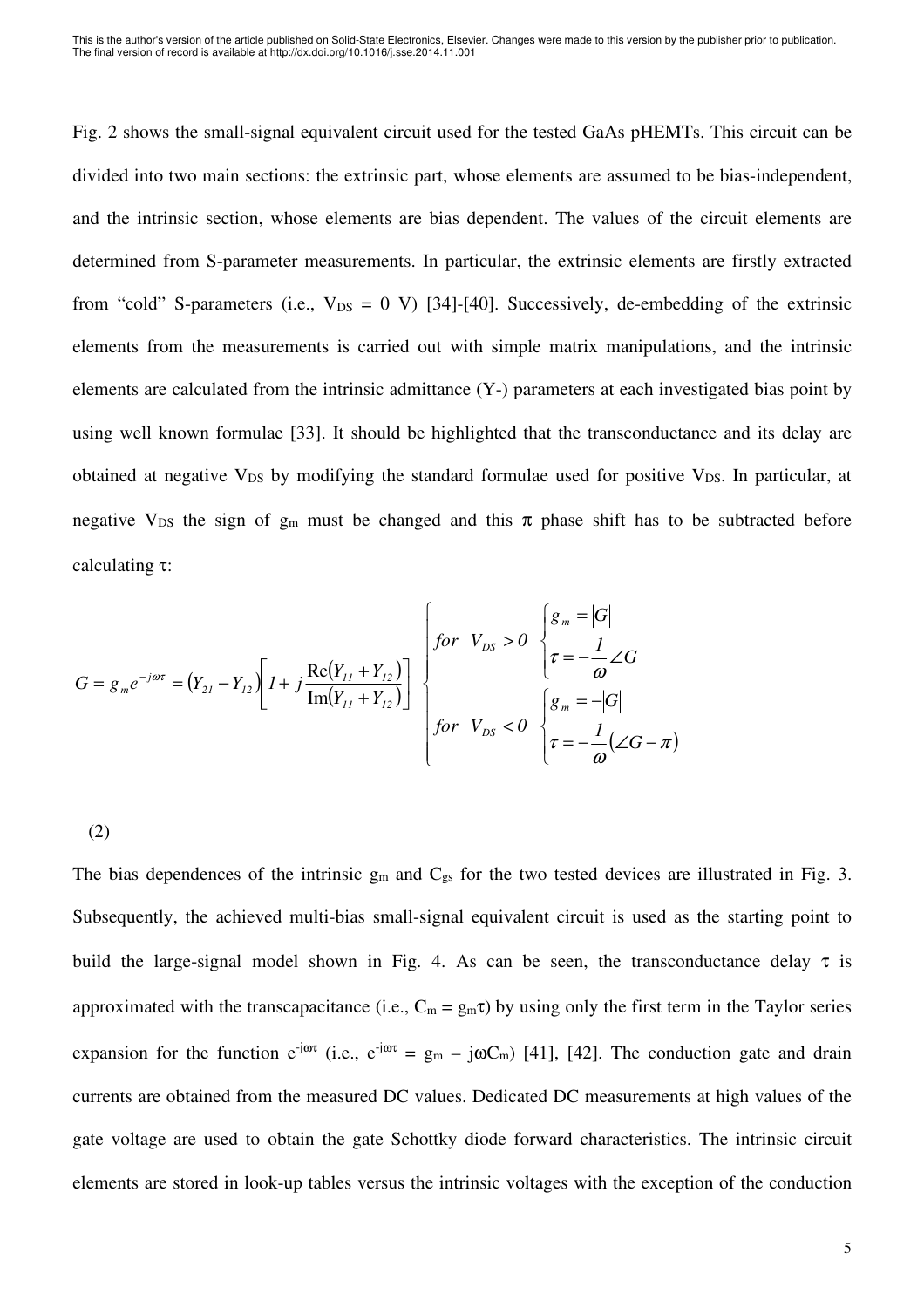This is the author's version of the article published on Solid-State Electronics, Elsevier. Changes were made to this version by the publisher prior to publication. The final version of record is available at http://dx.doi.org/10.1016/j.sse.2014.11.001

Fig. 2 shows the small-signal equivalent circuit used for the tested GaAs pHEMTs. This circuit can be divided into two main sections: the extrinsic part, whose elements are assumed to be bias-independent, and the intrinsic section, whose elements are bias dependent. The values of the circuit elements are determined from S-parameter measurements. In particular, the extrinsic elements are firstly extracted from "cold" S-parameters (i.e., $V_{DS}$ = 0 V) [34]-[40]. Successively, de-embedding of the extrinsic elements from the measurements is carried out with simple matrix manipulations, and the intrinsic elements are calculated from the intrinsic admittance (Y-) parameters at each investigated bias point by using well known formulae [33]. It should be highlighted that the transconductance and its delay are obtained at negative $V_{DS}$ by modifying the standard formulae used for positive $V_{DS}$. In particular, at negative $V_{DS}$ the sign of $g_m$ must be changed and this $\pi$ phase shift has to be subtracted before calculating $\tau$:

$$G = g_m e^{-j\omega\tau} = \left(Y_{21} - Y_{12}\right)\left[1 + j\frac{\mathrm{Re}\left(Y_{11} + Y_{12}\right)}{\mathrm{Im}\left(Y_{11} + Y_{12}\right)}\right] \begin{cases} for \quad V_{DS} > 0 & \begin{cases} g_m = |G| \\ \tau = -\dfrac{1}{\omega}\angle G \end{cases} \\ for \quad V_{DS} < 0 & \begin{cases} g_m = -|G| \\ \tau = -\dfrac{1}{\omega}\left(\angle G - \pi\right) \end{cases} \end{cases}$$

(2)

The bias dependences of the intrinsic $g_m$ and $C_{gs}$ for the two tested devices are illustrated in Fig. 3. Subsequently, the achieved multi-bias small-signal equivalent circuit is used as the starting point to build the large-signal model shown in Fig. 4. As can be seen, the transconductance delay $\tau$ is approximated with the transcapacitance (i.e., $C_m = g_m\tau$) by using only the first term in the Taylor series expansion for the function $e^{-j\omega\tau}$ (i.e., $e^{-j\omega\tau} = g_m - j\omega C_m$) [41], [42]. The conduction gate and drain currents are obtained from the measured DC values. Dedicated DC measurements at high values of the gate voltage are used to obtain the gate Schottky diode forward characteristics. The intrinsic circuit elements are stored in look-up tables versus the intrinsic voltages with the exception of the conduction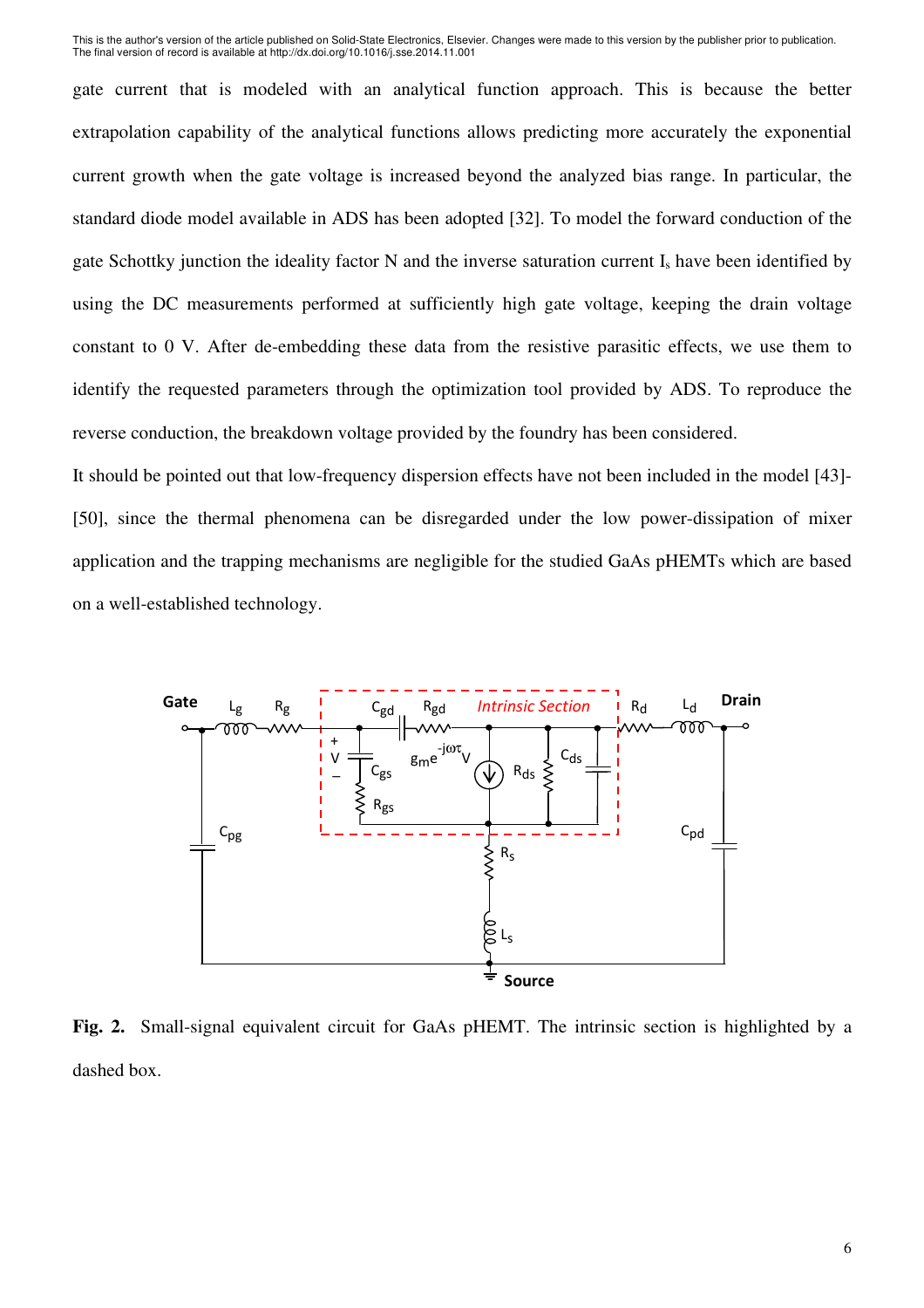gate current that is modeled with an analytical function approach. This is because the better extrapolation capability of the analytical functions allows predicting more accurately the exponential current growth when the gate voltage is increased beyond the analyzed bias range. In particular, the standard diode model available in ADS has been adopted [32]. To model the forward conduction of the gate Schottky junction the ideality factor N and the inverse saturation current $I_s$ have been identified by using the DC measurements performed at sufficiently high gate voltage, keeping the drain voltage constant to 0 V. After de-embedding these data from the resistive parasitic effects, we use them to identify the requested parameters through the optimization tool provided by ADS. To reproduce the reverse conduction, the breakdown voltage provided by the foundry has been considered.

It should be pointed out that low-frequency dispersion effects have not been included in the model [43]-[50], since the thermal phenomena can be disregarded under the low power-dissipation of mixer application and the trapping mechanisms are negligible for the studied GaAs pHEMTs which are based on a well-established technology.

**Fig. 2.** Small-signal equivalent circuit for GaAs pHEMT. The intrinsic section is highlighted by a dashed box.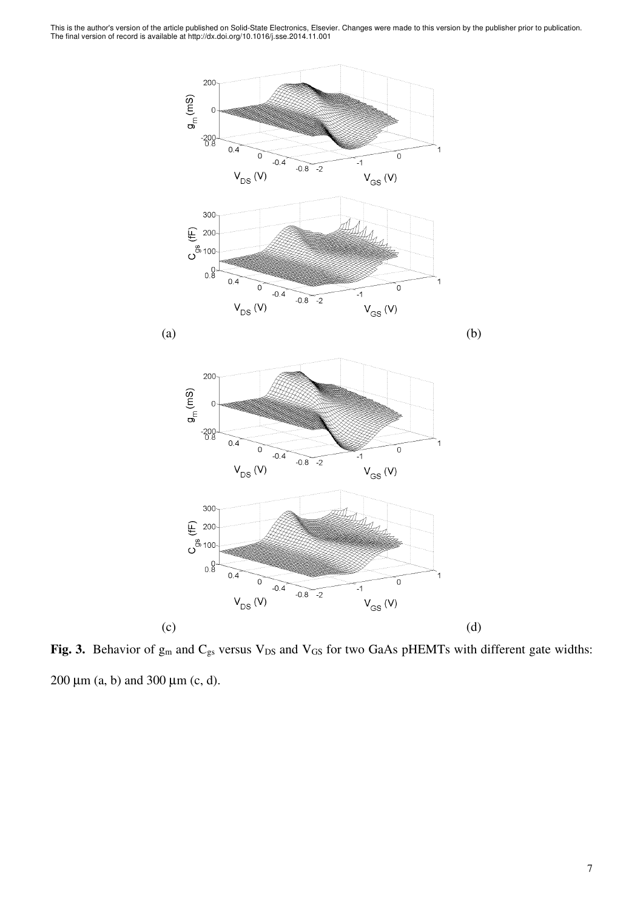(a) (b)

(c) (d)

**Fig. 3.** Behavior of $g_m$ and $C_{gs}$ versus $V_{DS}$ and $V_{GS}$ for two GaAs pHEMTs with different gate widths: 200 μm (a, b) and 300 μm (c, d).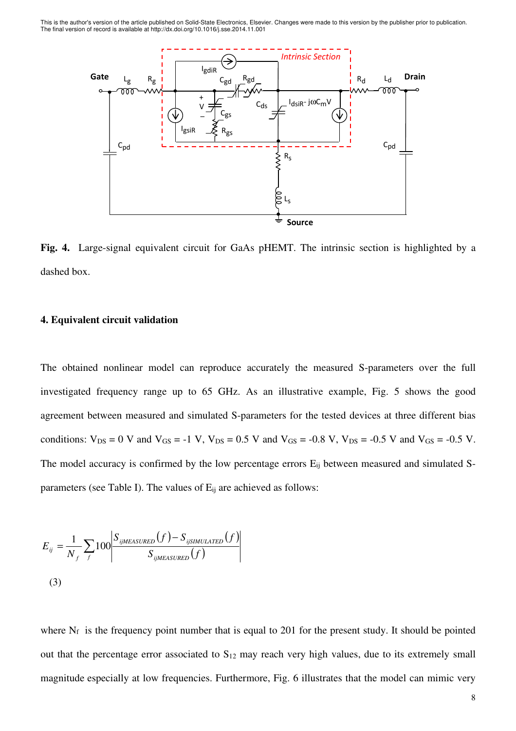This is the author's version of the article published on Solid-State Electronics, Elsevier. Changes were made to this version by the publisher prior to publication. The final version of record is available at http://dx.doi.org/10.1016/j.sse.2014.11.001

**Fig. 4.** Large-signal equivalent circuit for GaAs pHEMT. The intrinsic section is highlighted by a dashed box.

### 4. Equivalent circuit validation

The obtained nonlinear model can reproduce accurately the measured S-parameters over the full investigated frequency range up to 65 GHz. As an illustrative example, Fig. 5 shows the good agreement between measured and simulated S-parameters for the tested devices at three different bias conditions: $V_{DS}$ = 0 V and $V_{GS}$ = -1 V, $V_{DS}$ = 0.5 V and $V_{GS}$ = -0.8 V, $V_{DS}$ = -0.5 V and $V_{GS}$ = -0.5 V. The model accuracy is confirmed by the low percentage errors $E_{ij}$ between measured and simulated S-parameters (see Table I). The values of $E_{ij}$ are achieved as follows:

$$E_{ij} = \frac{1}{N_f} \sum_f 100 \left| \frac{S_{ijMEASURED}(f) - S_{ijSIMULATED}(f)}{S_{ijMEASURED}(f)} \right| \quad (3)$$

where $N_f$ is the frequency point number that is equal to 201 for the present study. It should be pointed out that the percentage error associated to $S_{12}$ may reach very high values, due to its extremely small magnitude especially at low frequencies. Furthermore, Fig. 6 illustrates that the model can mimic very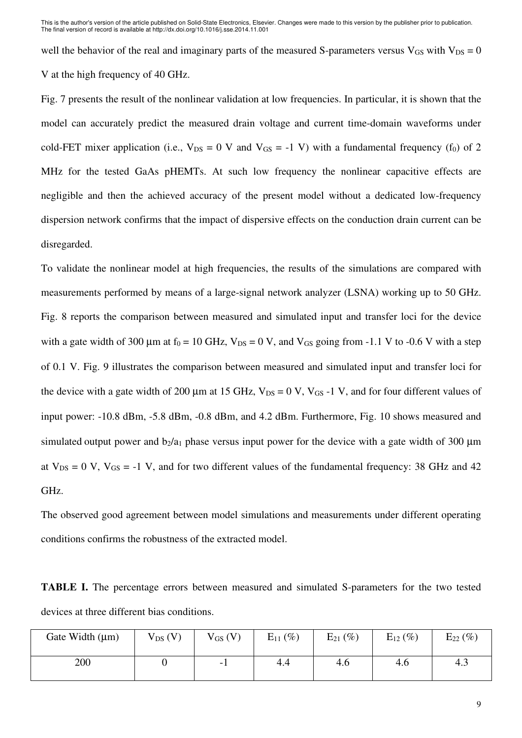well the behavior of the real and imaginary parts of the measured S-parameters versus $V_{GS}$ with $V_{DS} = 0$ V at the high frequency of 40 GHz.

Fig. 7 presents the result of the nonlinear validation at low frequencies. In particular, it is shown that the model can accurately predict the measured drain voltage and current time-domain waveforms under cold-FET mixer application (i.e., $V_{DS} = 0$ V and $V_{GS} = -1$ V) with a fundamental frequency ($f_0$) of 2 MHz for the tested GaAs pHEMTs. At such low frequency the nonlinear capacitive effects are negligible and then the achieved accuracy of the present model without a dedicated low-frequency dispersion network confirms that the impact of dispersive effects on the conduction drain current can be disregarded.

To validate the nonlinear model at high frequencies, the results of the simulations are compared with measurements performed by means of a large-signal network analyzer (LSNA) working up to 50 GHz. Fig. 8 reports the comparison between measured and simulated input and transfer loci for the device with a gate width of 300 μm at $f_0 = 10$ GHz, $V_{DS} = 0$ V, and $V_{GS}$ going from -1.1 V to -0.6 V with a step of 0.1 V. Fig. 9 illustrates the comparison between measured and simulated input and transfer loci for the device with a gate width of 200 μm at 15 GHz, $V_{DS} = 0$ V, $V_{GS}$ -1 V, and for four different values of input power: -10.8 dBm, -5.8 dBm, -0.8 dBm, and 4.2 dBm. Furthermore, Fig. 10 shows measured and simulated output power and $b_2/a_1$ phase versus input power for the device with a gate width of 300 μm at $V_{DS} = 0$ V, $V_{GS} = -1$ V, and for two different values of the fundamental frequency: 38 GHz and 42 GHz.

The observed good agreement between model simulations and measurements under different operating conditions confirms the robustness of the extracted model.

**TABLE I.** The percentage errors between measured and simulated S-parameters for the two tested devices at three different bias conditions.

| Gate Width (μm) | $V_{DS}$ (V) | $V_{GS}$ (V) | $E_{11}$ (%) | $E_{21}$ (%) | $E_{12}$ (%) | $E_{22}$ (%) |
|---|---|---|---|---|---|---|
| 200 | 0 | -1 | 4.4 | 4.6 | 4.6 | 4.3 |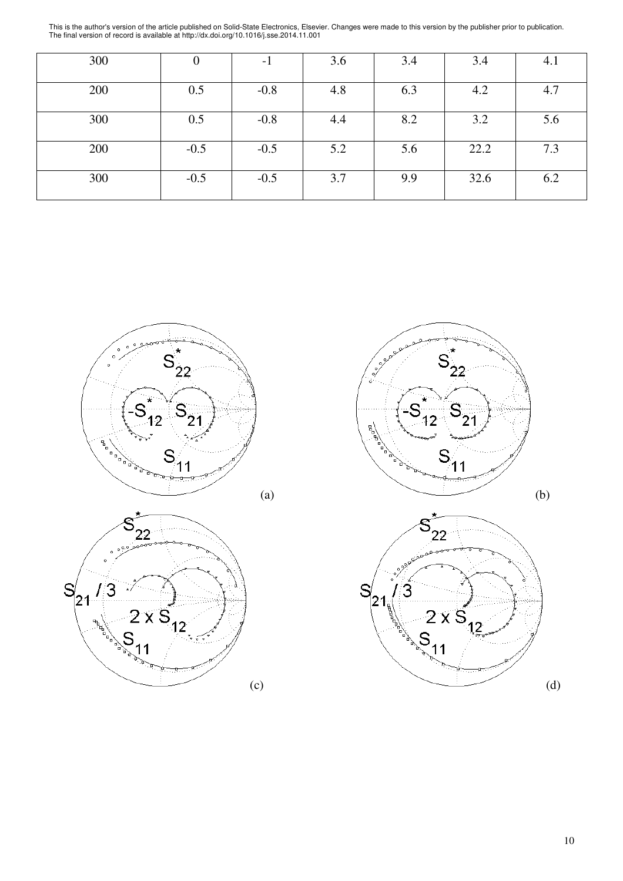| 300 | 0 | -1 | 3.6 | 3.4 | 3.4 | 4.1 |
|---|---|---|---|---|---|---|
| 200 | 0.5 | -0.8 | 4.8 | 6.3 | 4.2 | 4.7 |
| 300 | 0.5 | -0.8 | 4.4 | 8.2 | 3.2 | 5.6 |
| 200 | -0.5 | -0.5 | 5.2 | 5.6 | 22.2 | 7.3 |
| 300 | -0.5 | -0.5 | 3.7 | 9.9 | 32.6 | 6.2 |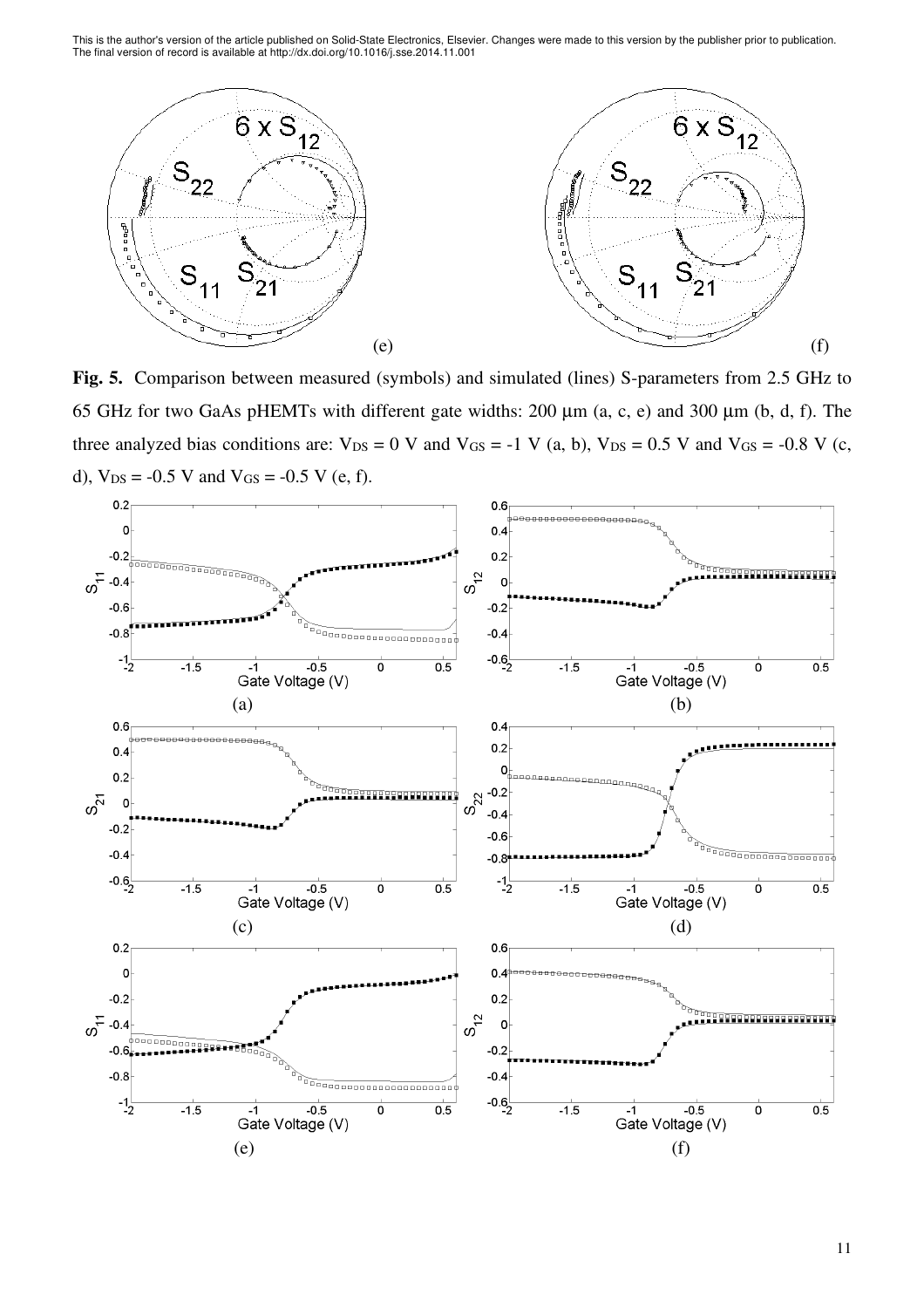This is the author's version of the article published on Solid-State Electronics, Elsevier. Changes were made to this version by the publisher prior to publication. The final version of record is available at http://dx.doi.org/10.1016/j.sse.2014.11.001

**Fig. 5.** Comparison between measured (symbols) and simulated (lines) S-parameters from 2.5 GHz to 65 GHz for two GaAs pHEMTs with different gate widths: 200 μm (a, c, e) and 300 μm (b, d, f). The three analyzed bias conditions are: $V_{DS}$ = 0 V and $V_{GS}$ = -1 V (a, b), $V_{DS}$ = 0.5 V and $V_{GS}$ = -0.8 V (c, d), $V_{DS}$ = -0.5 V and $V_{GS}$ = -0.5 V (e, f).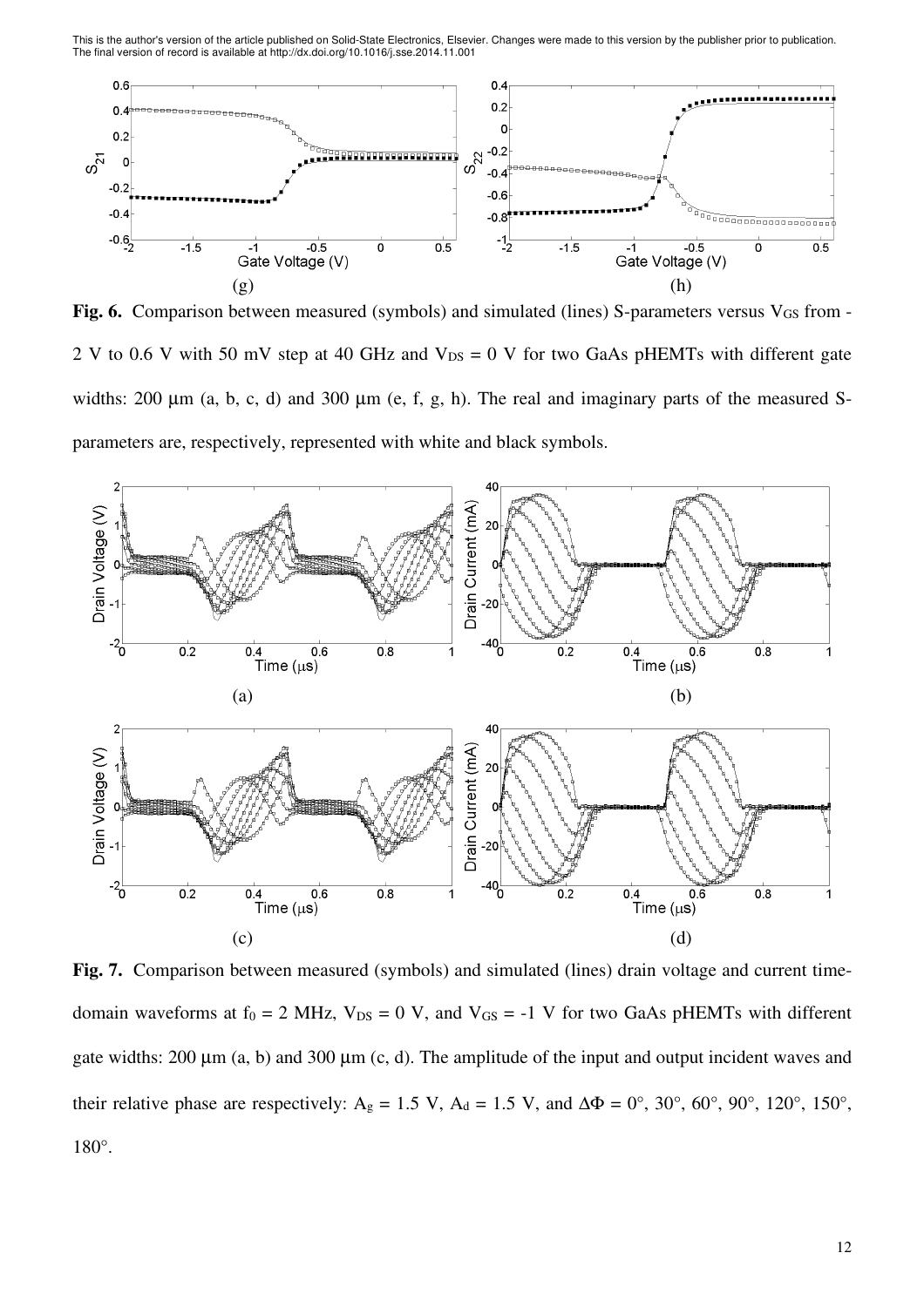(g) (h)

**Fig. 6.** Comparison between measured (symbols) and simulated (lines) S-parameters versus $V_{GS}$ from -2 V to 0.6 V with 50 mV step at 40 GHz and $V_{DS}$ = 0 V for two GaAs pHEMTs with different gate widths: 200 μm (a, b, c, d) and 300 μm (e, f, g, h). The real and imaginary parts of the measured S-parameters are, respectively, represented with white and black symbols.

(a) (b)

(c) (d)

**Fig. 7.** Comparison between measured (symbols) and simulated (lines) drain voltage and current time-domain waveforms at $f_0$ = 2 MHz, $V_{DS}$ = 0 V, and $V_{GS}$ = -1 V for two GaAs pHEMTs with different gate widths: 200 μm (a, b) and 300 μm (c, d). The amplitude of the input and output incident waves and their relative phase are respectively: $A_g$ = 1.5 V, $A_d$ = 1.5 V, and $\Delta\Phi$ = 0°, 30°, 60°, 90°, 120°, 150°, 180°.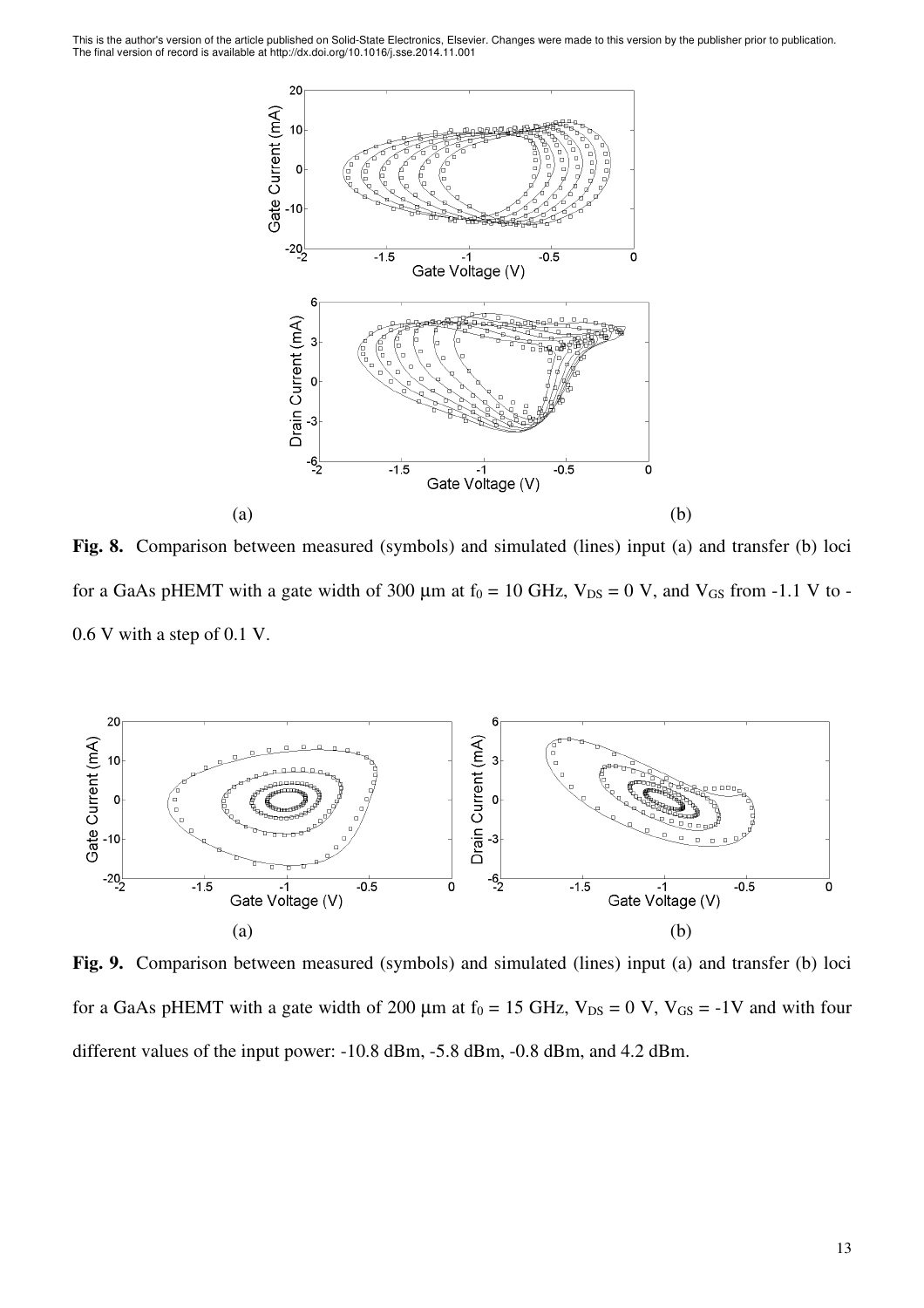(a) (b)

**Fig. 8.** Comparison between measured (symbols) and simulated (lines) input (a) and transfer (b) loci for a GaAs pHEMT with a gate width of 300 μm at $f_0$ = 10 GHz, $V_{DS}$ = 0 V, and $V_{GS}$ from -1.1 V to -0.6 V with a step of 0.1 V.

(a) (b)

**Fig. 9.** Comparison between measured (symbols) and simulated (lines) input (a) and transfer (b) loci for a GaAs pHEMT with a gate width of 200 μm at $f_0$ = 15 GHz, $V_{DS}$ = 0 V, $V_{GS}$ = -1V and with four different values of the input power: -10.8 dBm, -5.8 dBm, -0.8 dBm, and 4.2 dBm.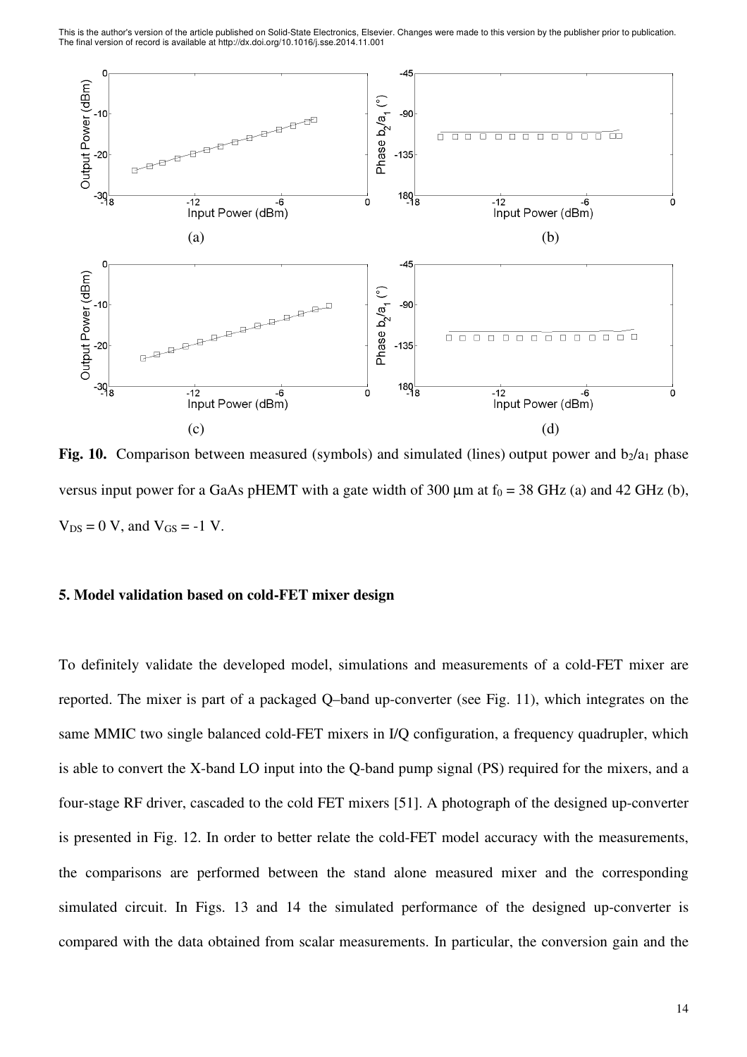(a) (b)

(c) (d)

**Fig. 10.** Comparison between measured (symbols) and simulated (lines) output power and $b_2/a_1$ phase versus input power for a GaAs pHEMT with a gate width of 300 μm at $f_0$ = 38 GHz (a) and 42 GHz (b), $V_{DS}$ = 0 V, and $V_{GS}$ = -1 V.

## 5. Model validation based on cold-FET mixer design

To definitely validate the developed model, simulations and measurements of a cold-FET mixer are reported. The mixer is part of a packaged Q–band up-converter (see Fig. 11), which integrates on the same MMIC two single balanced cold-FET mixers in I/Q configuration, a frequency quadrupler, which is able to convert the X-band LO input into the Q-band pump signal (PS) required for the mixers, and a four-stage RF driver, cascaded to the cold FET mixers [51]. A photograph of the designed up-converter is presented in Fig. 12. In order to better relate the cold-FET model accuracy with the measurements, the comparisons are performed between the stand alone measured mixer and the corresponding simulated circuit. In Figs. 13 and 14 the simulated performance of the designed up-converter is compared with the data obtained from scalar measurements. In particular, the conversion gain and the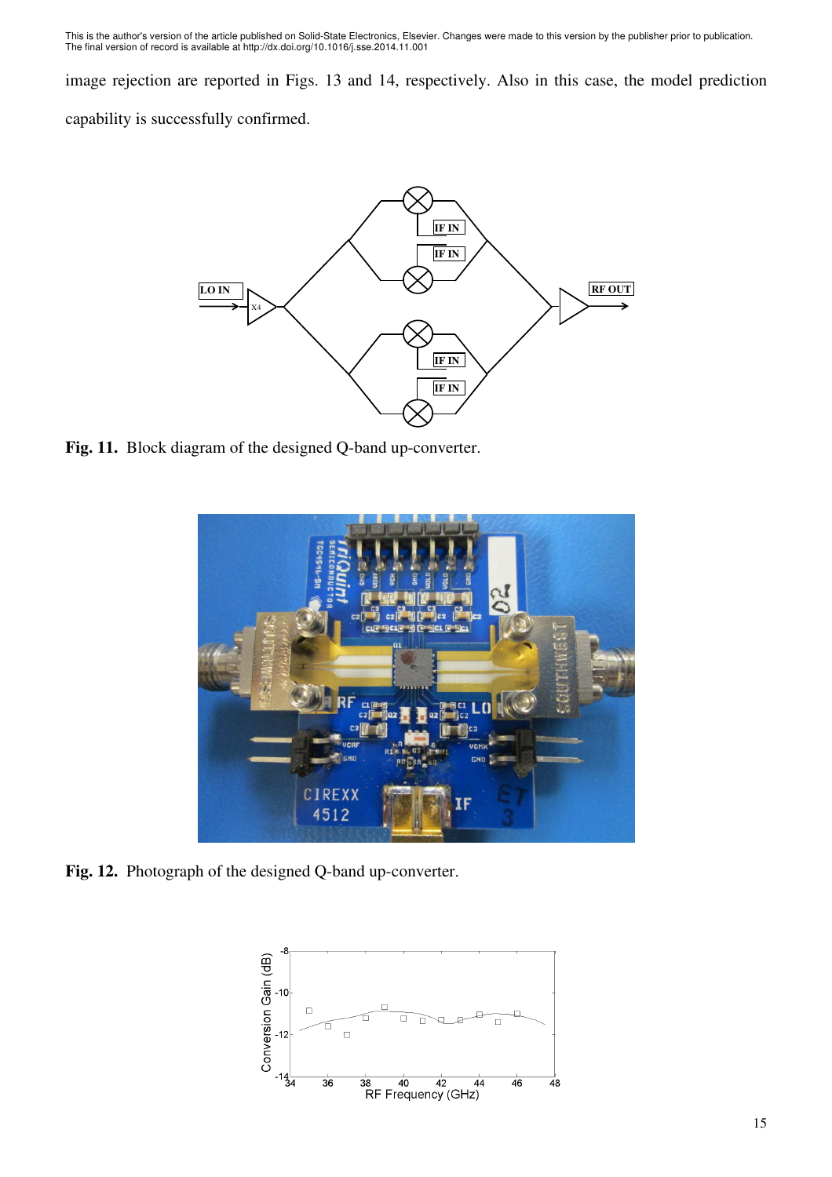image rejection are reported in Figs. 13 and 14, respectively. Also in this case, the model prediction capability is successfully confirmed.

**Fig. 11.** Block diagram of the designed Q-band up-converter.

**Fig. 12.** Photograph of the designed Q-band up-converter.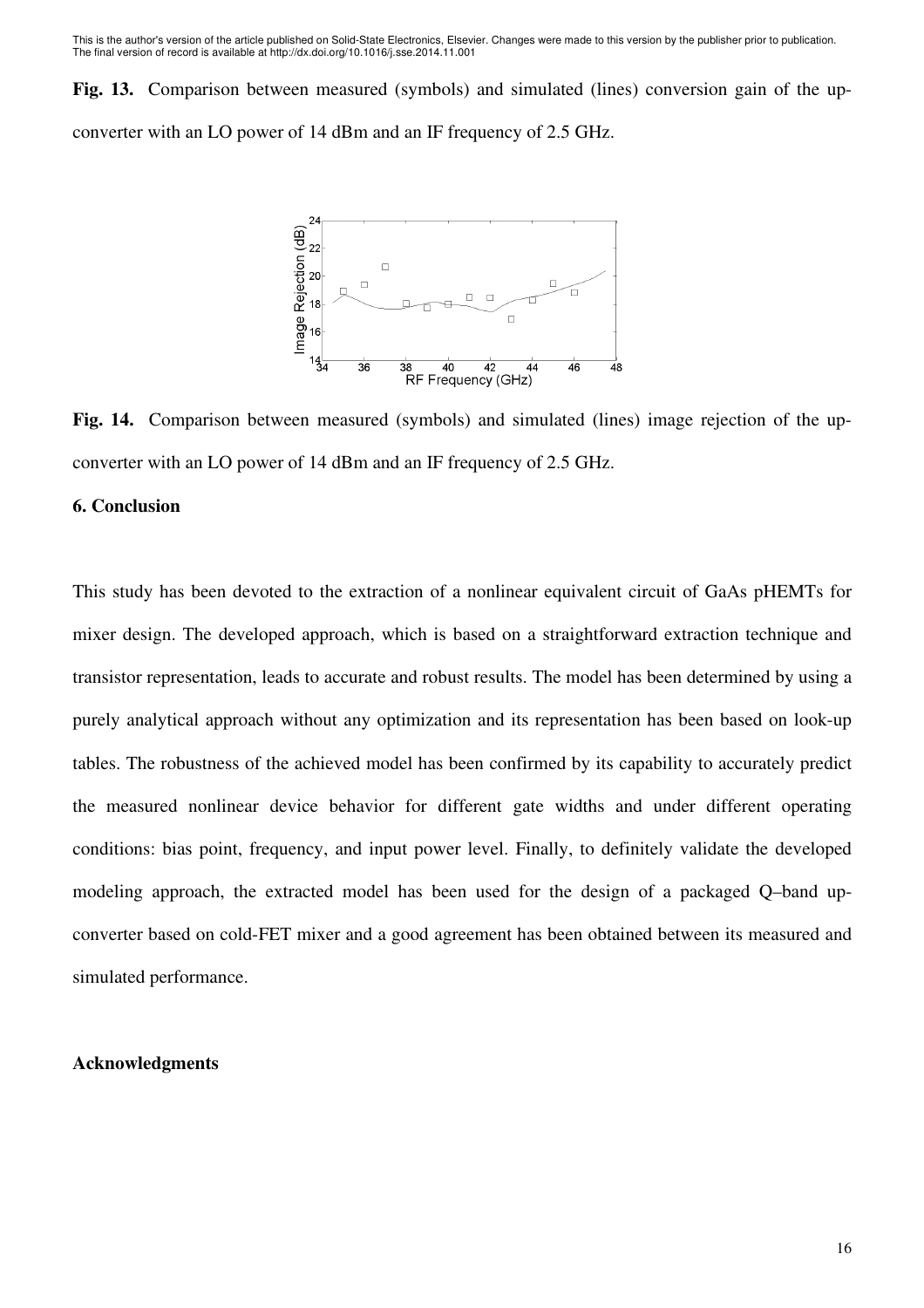**Fig. 13.** Comparison between measured (symbols) and simulated (lines) conversion gain of the up-converter with an LO power of 14 dBm and an IF frequency of 2.5 GHz.

**Fig. 14.** Comparison between measured (symbols) and simulated (lines) image rejection of the up-converter with an LO power of 14 dBm and an IF frequency of 2.5 GHz.

## 6. Conclusion

This study has been devoted to the extraction of a nonlinear equivalent circuit of GaAs pHEMTs for mixer design. The developed approach, which is based on a straightforward extraction technique and transistor representation, leads to accurate and robust results. The model has been determined by using a purely analytical approach without any optimization and its representation has been based on look-up tables. The robustness of the achieved model has been confirmed by its capability to accurately predict the measured nonlinear device behavior for different gate widths and under different operating conditions: bias point, frequency, and input power level. Finally, to definitely validate the developed modeling approach, the extracted model has been used for the design of a packaged Q–band up-converter based on cold-FET mixer and a good agreement has been obtained between its measured and simulated performance.

## Acknowledgments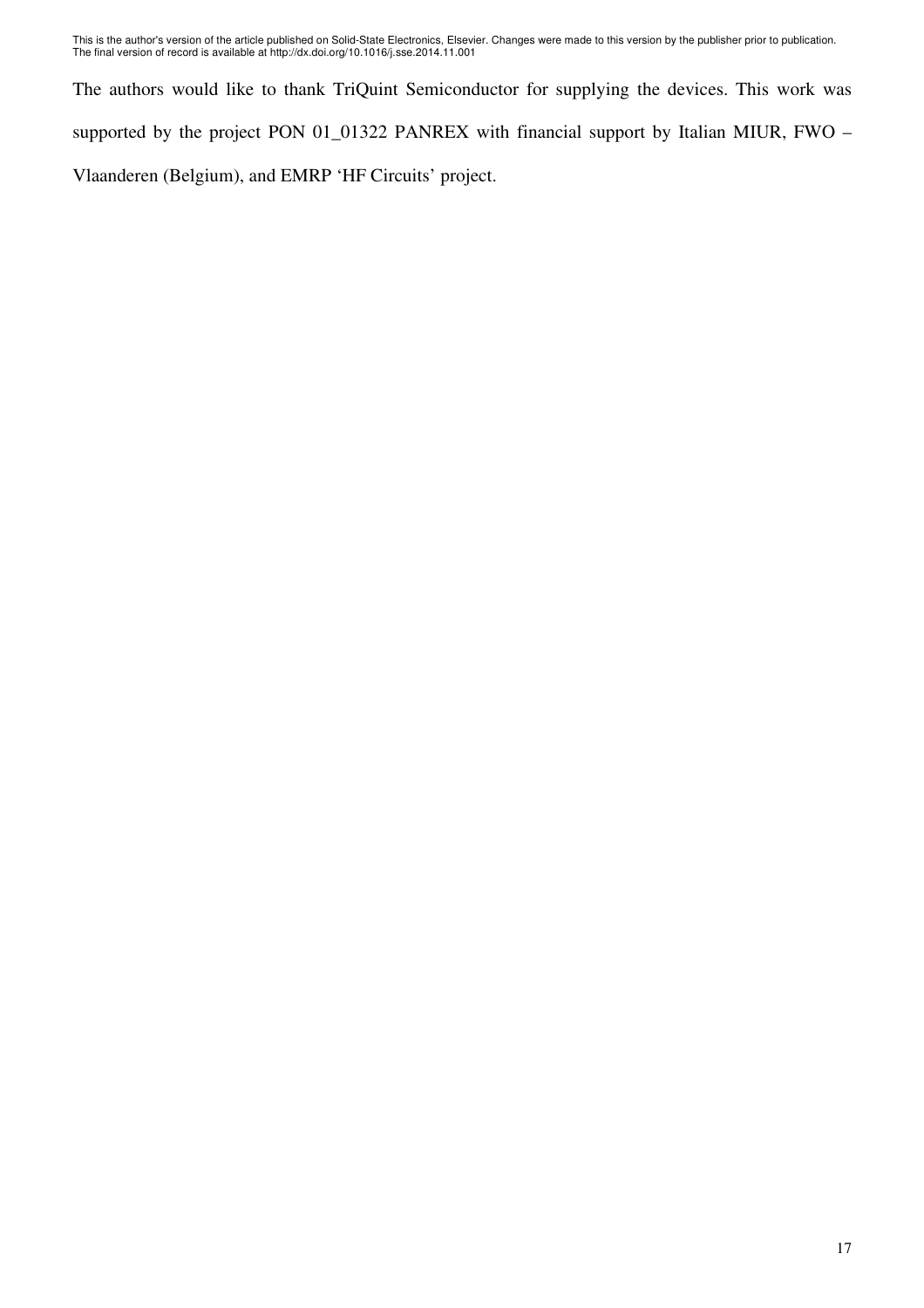The authors would like to thank TriQuint Semiconductor for supplying the devices. This work was supported by the project PON 01_01322 PANREX with financial support by Italian MIUR, FWO – Vlaanderen (Belgium), and EMRP 'HF Circuits' project.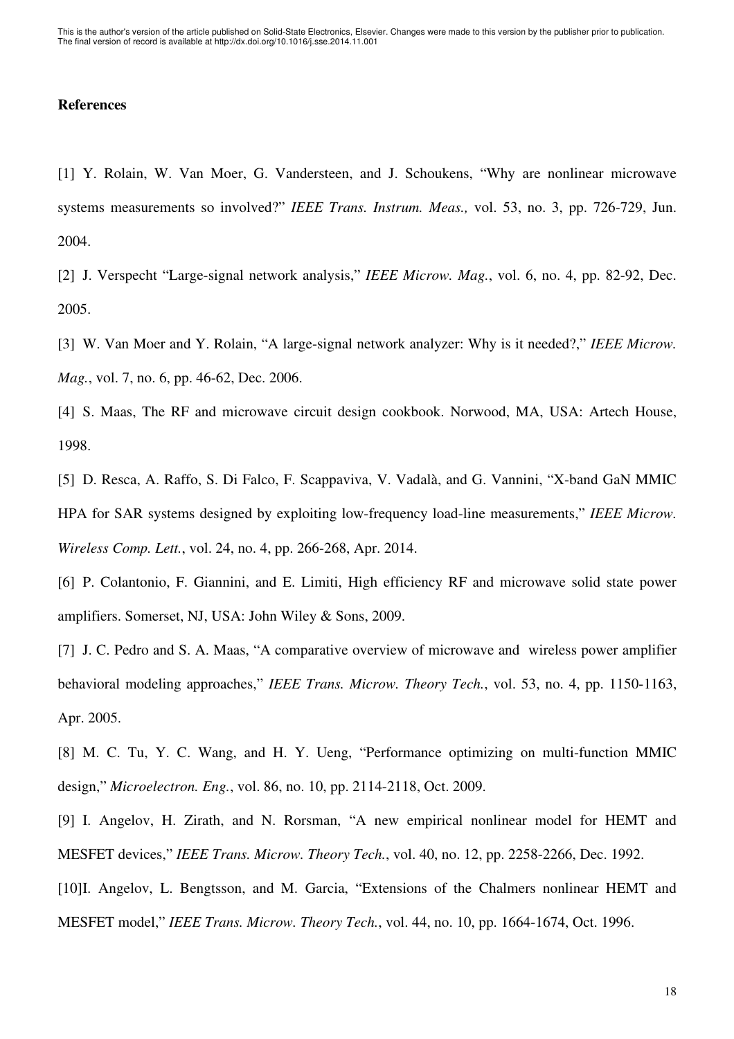## References

[1] Y. Rolain, W. Van Moer, G. Vandersteen, and J. Schoukens, "Why are nonlinear microwave systems measurements so involved?" *IEEE Trans. Instrum. Meas.,* vol. 53, no. 3, pp. 726-729, Jun. 2004.

[2] J. Verspecht "Large-signal network analysis," *IEEE Microw. Mag.*, vol. 6, no. 4, pp. 82-92, Dec. 2005.

[3] W. Van Moer and Y. Rolain, "A large-signal network analyzer: Why is it needed?," *IEEE Microw. Mag.*, vol. 7, no. 6, pp. 46-62, Dec. 2006.

[4] S. Maas, The RF and microwave circuit design cookbook. Norwood, MA, USA: Artech House, 1998.

[5] D. Resca, A. Raffo, S. Di Falco, F. Scappaviva, V. Vadalà, and G. Vannini, "X-band GaN MMIC HPA for SAR systems designed by exploiting low-frequency load-line measurements," *IEEE Microw. Wireless Comp. Lett.*, vol. 24, no. 4, pp. 266-268, Apr. 2014.

[6] P. Colantonio, F. Giannini, and E. Limiti, High efficiency RF and microwave solid state power amplifiers. Somerset, NJ, USA: John Wiley & Sons, 2009.

[7] J. C. Pedro and S. A. Maas, "A comparative overview of microwave and wireless power amplifier behavioral modeling approaches," *IEEE Trans. Microw. Theory Tech.*, vol. 53, no. 4, pp. 1150-1163, Apr. 2005.

[8] M. C. Tu, Y. C. Wang, and H. Y. Ueng, "Performance optimizing on multi-function MMIC design," *Microelectron. Eng.*, vol. 86, no. 10, pp. 2114-2118, Oct. 2009.

[9] I. Angelov, H. Zirath, and N. Rorsman, "A new empirical nonlinear model for HEMT and MESFET devices," *IEEE Trans. Microw. Theory Tech.*, vol. 40, no. 12, pp. 2258-2266, Dec. 1992.

[10] I. Angelov, L. Bengtsson, and M. Garcia, "Extensions of the Chalmers nonlinear HEMT and MESFET model," *IEEE Trans. Microw. Theory Tech.*, vol. 44, no. 10, pp. 1664-1674, Oct. 1996.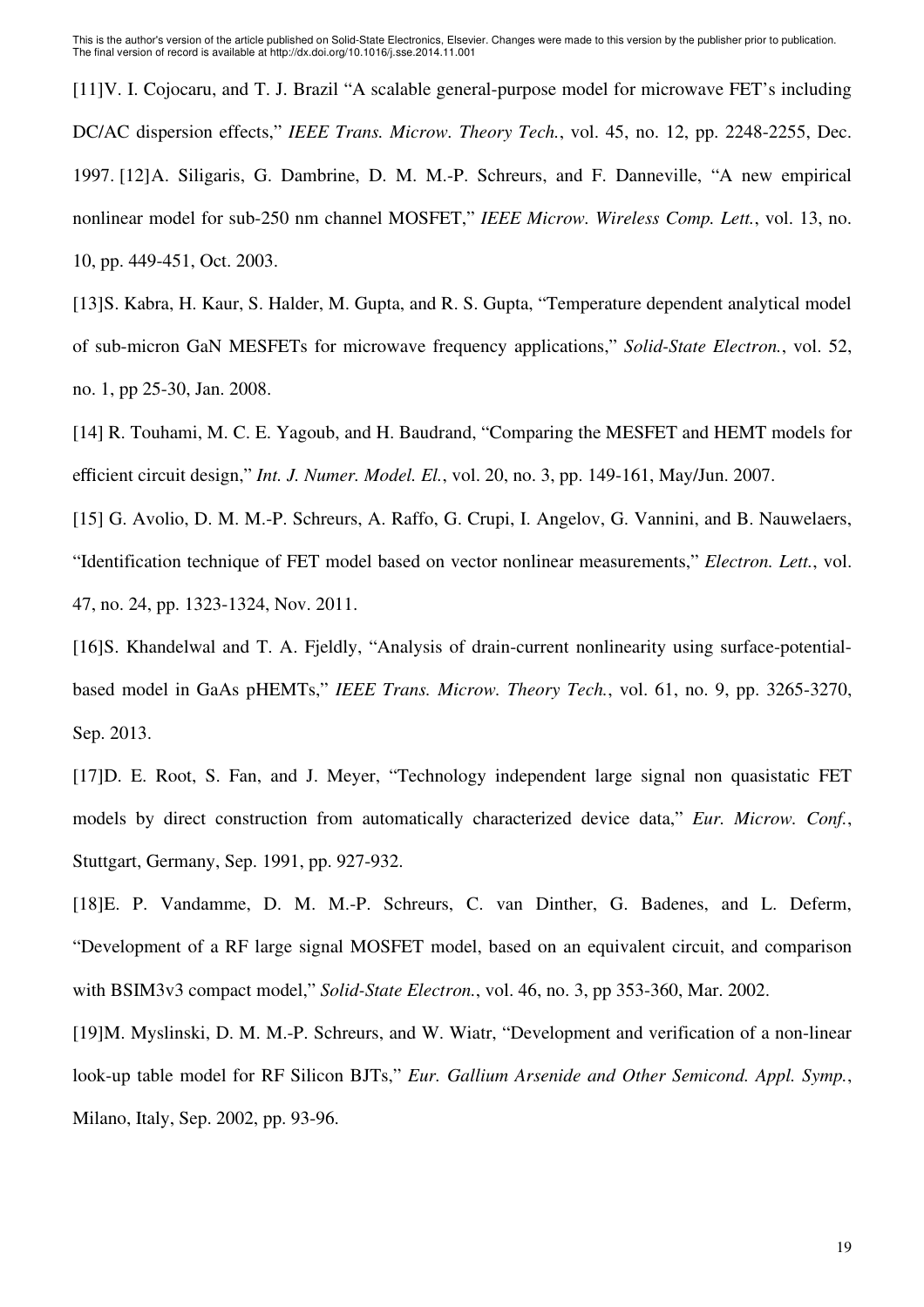[11]V. I. Cojocaru, and T. J. Brazil "A scalable general-purpose model for microwave FET's including DC/AC dispersion effects," *IEEE Trans. Microw. Theory Tech.*, vol. 45, no. 12, pp. 2248-2255, Dec. 1997. [12]A. Siligaris, G. Dambrine, D. M. M.-P. Schreurs, and F. Danneville, "A new empirical nonlinear model for sub-250 nm channel MOSFET," *IEEE Microw. Wireless Comp. Lett.*, vol. 13, no. 10, pp. 449-451, Oct. 2003.

[13]S. Kabra, H. Kaur, S. Halder, M. Gupta, and R. S. Gupta, "Temperature dependent analytical model of sub-micron GaN MESFETs for microwave frequency applications," *Solid-State Electron.*, vol. 52, no. 1, pp 25-30, Jan. 2008.

[14] R. Touhami, M. C. E. Yagoub, and H. Baudrand, "Comparing the MESFET and HEMT models for efficient circuit design," *Int. J. Numer. Model. El.*, vol. 20, no. 3, pp. 149-161, May/Jun. 2007.

[15] G. Avolio, D. M. M.-P. Schreurs, A. Raffo, G. Crupi, I. Angelov, G. Vannini, and B. Nauwelaers, "Identification technique of FET model based on vector nonlinear measurements," *Electron. Lett.*, vol. 47, no. 24, pp. 1323-1324, Nov. 2011.

[16]S. Khandelwal and T. A. Fjeldly, "Analysis of drain-current nonlinearity using surface-potential-based model in GaAs pHEMTs," *IEEE Trans. Microw. Theory Tech.*, vol. 61, no. 9, pp. 3265-3270, Sep. 2013.

[17]D. E. Root, S. Fan, and J. Meyer, "Technology independent large signal non quasistatic FET models by direct construction from automatically characterized device data," *Eur. Microw. Conf.*, Stuttgart, Germany, Sep. 1991, pp. 927-932.

[18]E. P. Vandamme, D. M. M.-P. Schreurs, C. van Dinther, G. Badenes, and L. Deferm, "Development of a RF large signal MOSFET model, based on an equivalent circuit, and comparison with BSIM3v3 compact model," *Solid-State Electron.*, vol. 46, no. 3, pp 353-360, Mar. 2002.

[19]M. Myslinski, D. M. M.-P. Schreurs, and W. Wiatr, "Development and verification of a non-linear look-up table model for RF Silicon BJTs," *Eur. Gallium Arsenide and Other Semicond. Appl. Symp.*, Milano, Italy, Sep. 2002, pp. 93-96.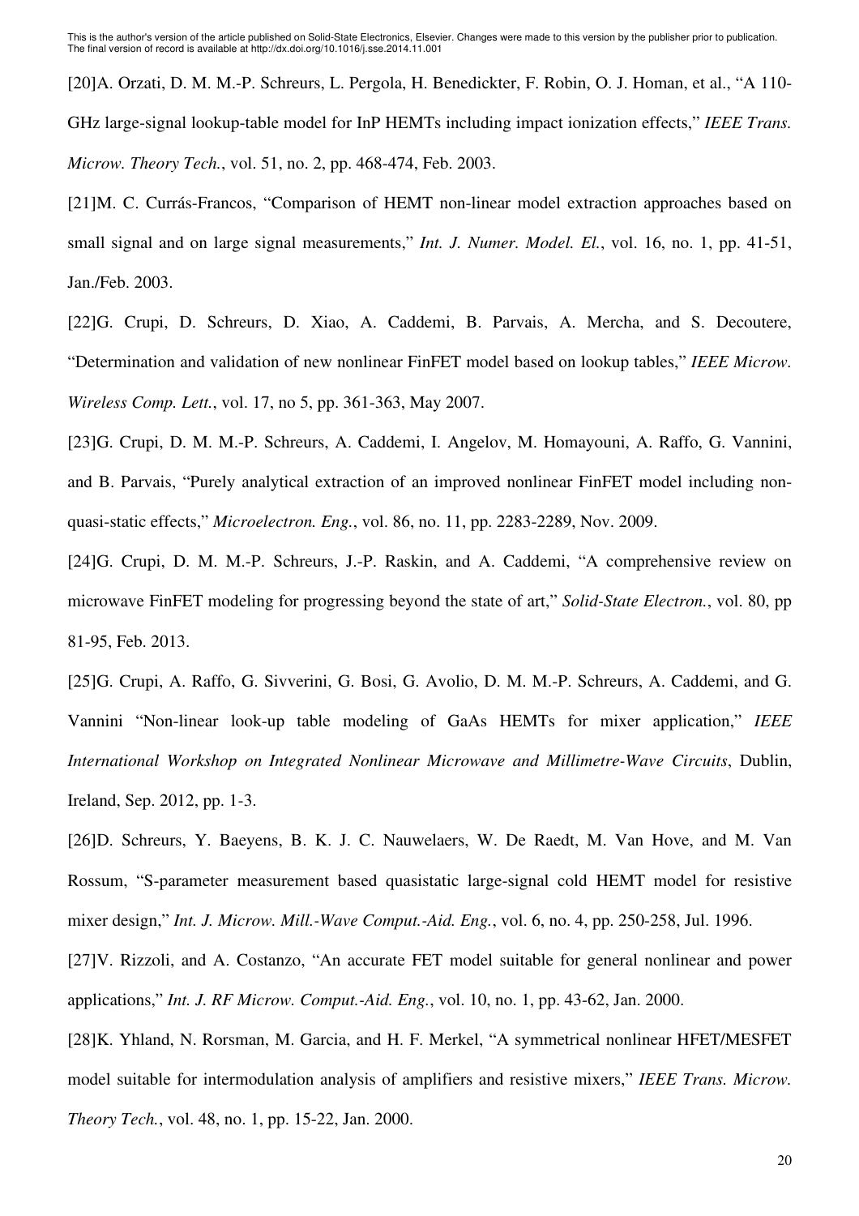[20]A. Orzati, D. M. M.-P. Schreurs, L. Pergola, H. Benedickter, F. Robin, O. J. Homan, et al., "A 110-GHz large-signal lookup-table model for InP HEMTs including impact ionization effects," *IEEE Trans. Microw. Theory Tech.*, vol. 51, no. 2, pp. 468-474, Feb. 2003.

[21]M. C. Currás-Francos, "Comparison of HEMT non-linear model extraction approaches based on small signal and on large signal measurements," *Int. J. Numer. Model. El.*, vol. 16, no. 1, pp. 41-51, Jan./Feb. 2003.

[22]G. Crupi, D. Schreurs, D. Xiao, A. Caddemi, B. Parvais, A. Mercha, and S. Decoutere, "Determination and validation of new nonlinear FinFET model based on lookup tables," *IEEE Microw. Wireless Comp. Lett.*, vol. 17, no 5, pp. 361-363, May 2007.

[23]G. Crupi, D. M. M.-P. Schreurs, A. Caddemi, I. Angelov, M. Homayouni, A. Raffo, G. Vannini, and B. Parvais, "Purely analytical extraction of an improved nonlinear FinFET model including non-quasi-static effects," *Microelectron. Eng.*, vol. 86, no. 11, pp. 2283-2289, Nov. 2009.

[24]G. Crupi, D. M. M.-P. Schreurs, J.-P. Raskin, and A. Caddemi, "A comprehensive review on microwave FinFET modeling for progressing beyond the state of art," *Solid-State Electron.*, vol. 80, pp 81-95, Feb. 2013.

[25]G. Crupi, A. Raffo, G. Sivverini, G. Bosi, G. Avolio, D. M. M.-P. Schreurs, A. Caddemi, and G. Vannini "Non-linear look-up table modeling of GaAs HEMTs for mixer application," *IEEE International Workshop on Integrated Nonlinear Microwave and Millimetre-Wave Circuits*, Dublin, Ireland, Sep. 2012, pp. 1-3.

[26]D. Schreurs, Y. Baeyens, B. K. J. C. Nauwelaers, W. De Raedt, M. Van Hove, and M. Van Rossum, "S-parameter measurement based quasistatic large-signal cold HEMT model for resistive mixer design," *Int. J. Microw. Mill.-Wave Comput.-Aid. Eng.*, vol. 6, no. 4, pp. 250-258, Jul. 1996.

[27]V. Rizzoli, and A. Costanzo, "An accurate FET model suitable for general nonlinear and power applications," *Int. J. RF Microw. Comput.-Aid. Eng.*, vol. 10, no. 1, pp. 43-62, Jan. 2000.

[28]K. Yhland, N. Rorsman, M. Garcia, and H. F. Merkel, "A symmetrical nonlinear HFET/MESFET model suitable for intermodulation analysis of amplifiers and resistive mixers," *IEEE Trans. Microw. Theory Tech.*, vol. 48, no. 1, pp. 15-22, Jan. 2000.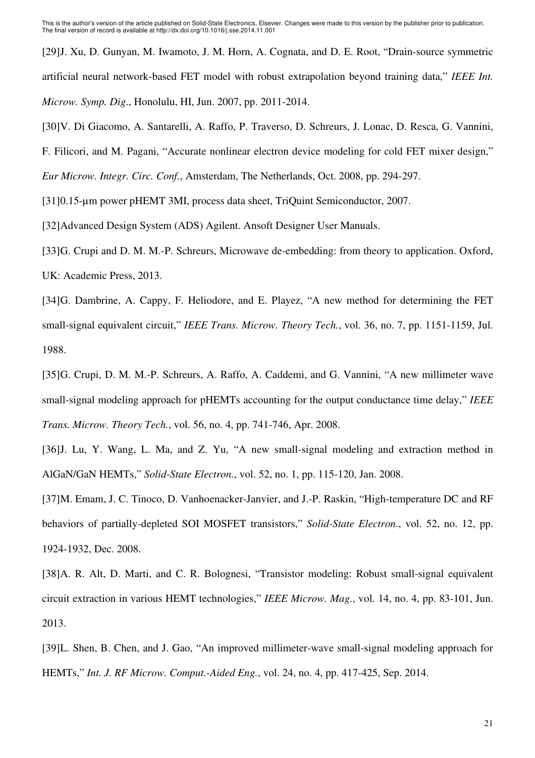[29]J. Xu, D. Gunyan, M. Iwamoto, J. M. Horn, A. Cognata, and D. E. Root, "Drain-source symmetric artificial neural network-based FET model with robust extrapolation beyond training data," *IEEE Int. Microw. Symp. Dig.*, Honolulu, HI, Jun. 2007, pp. 2011-2014.

[30]V. Di Giacomo, A. Santarelli, A. Raffo, P. Traverso, D. Schreurs, J. Lonac, D. Resca, G. Vannini, F. Filicori, and M. Pagani, "Accurate nonlinear electron device modeling for cold FET mixer design," *Eur Microw. Integr. Circ. Conf.*, Amsterdam, The Netherlands, Oct. 2008, pp. 294-297.

[31]0.15-μm power pHEMT 3MI, process data sheet, TriQuint Semiconductor, 2007.

[32]Advanced Design System (ADS) Agilent. Ansoft Designer User Manuals.

[33]G. Crupi and D. M. M.-P. Schreurs, Microwave de-embedding: from theory to application. Oxford, UK: Academic Press, 2013.

[34]G. Dambrine, A. Cappy, F. Heliodore, and E. Playez, "A new method for determining the FET small-signal equivalent circuit," *IEEE Trans. Microw. Theory Tech.*, vol. 36, no. 7, pp. 1151-1159, Jul. 1988.

[35]G. Crupi, D. M. M.-P. Schreurs, A. Raffo, A. Caddemi, and G. Vannini, "A new millimeter wave small-signal modeling approach for pHEMTs accounting for the output conductance time delay," *IEEE Trans. Microw. Theory Tech.*, vol. 56, no. 4, pp. 741-746, Apr. 2008.

[36]J. Lu, Y. Wang, L. Ma, and Z. Yu, "A new small-signal modeling and extraction method in AlGaN/GaN HEMTs," *Solid-State Electron.*, vol. 52, no. 1, pp. 115-120, Jan. 2008.

[37]M. Emam, J. C. Tinoco, D. Vanhoenacker-Janvier, and J.-P. Raskin, "High-temperature DC and RF behaviors of partially-depleted SOI MOSFET transistors," *Solid-State Electron.*, vol. 52, no. 12, pp. 1924-1932, Dec. 2008.

[38]A. R. Alt, D. Marti, and C. R. Bolognesi, "Transistor modeling: Robust small-signal equivalent circuit extraction in various HEMT technologies," *IEEE Microw. Mag.*, vol. 14, no. 4, pp. 83-101, Jun. 2013.

[39]L. Shen, B. Chen, and J. Gao, "An improved millimeter-wave small-signal modeling approach for HEMTs," *Int. J. RF Microw. Comput.-Aided Eng.*, vol. 24, no. 4, pp. 417-425, Sep. 2014.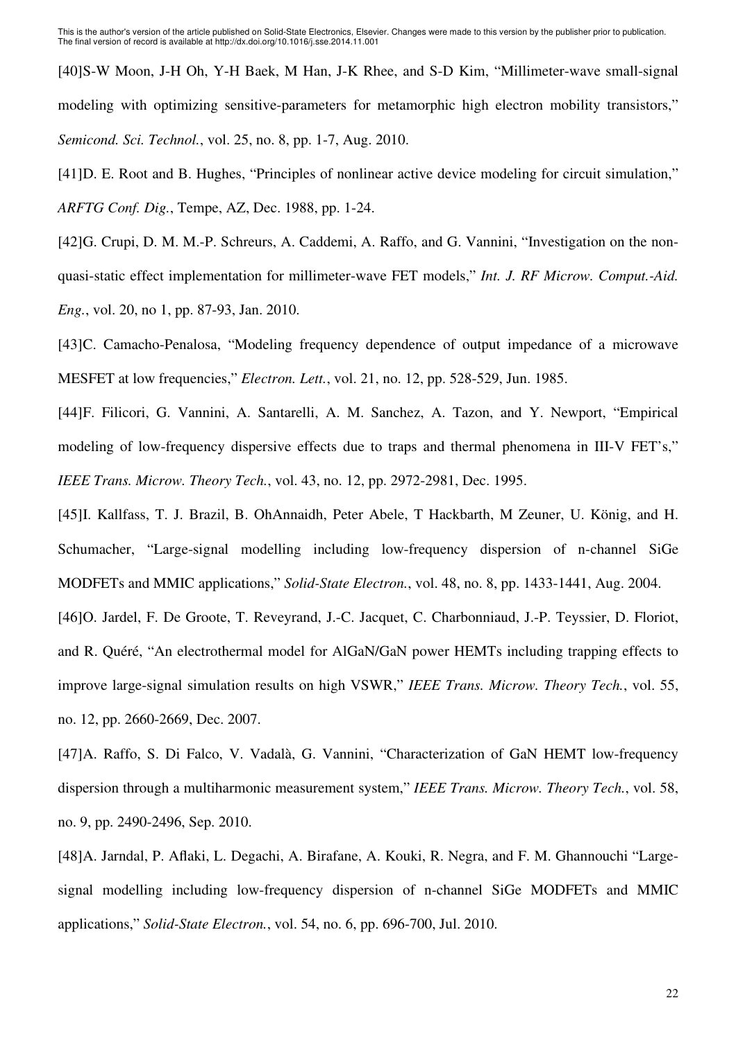[40]S-W Moon, J-H Oh, Y-H Baek, M Han, J-K Rhee, and S-D Kim, "Millimeter-wave small-signal modeling with optimizing sensitive-parameters for metamorphic high electron mobility transistors," *Semicond. Sci. Technol.*, vol. 25, no. 8, pp. 1-7, Aug. 2010.

[41]D. E. Root and B. Hughes, "Principles of nonlinear active device modeling for circuit simulation," *ARFTG Conf. Dig.*, Tempe, AZ, Dec. 1988, pp. 1-24.

[42]G. Crupi, D. M. M.-P. Schreurs, A. Caddemi, A. Raffo, and G. Vannini, "Investigation on the non-quasi-static effect implementation for millimeter-wave FET models," *Int. J. RF Microw. Comput.-Aid. Eng.*, vol. 20, no 1, pp. 87-93, Jan. 2010.

[43]C. Camacho-Penalosa, "Modeling frequency dependence of output impedance of a microwave MESFET at low frequencies," *Electron. Lett.*, vol. 21, no. 12, pp. 528-529, Jun. 1985.

[44]F. Filicori, G. Vannini, A. Santarelli, A. M. Sanchez, A. Tazon, and Y. Newport, "Empirical modeling of low-frequency dispersive effects due to traps and thermal phenomena in III-V FET's," *IEEE Trans. Microw. Theory Tech.*, vol. 43, no. 12, pp. 2972-2981, Dec. 1995.

[45]I. Kallfass, T. J. Brazil, B. OhAnnaidh, Peter Abele, T Hackbarth, M Zeuner, U. König, and H. Schumacher, "Large-signal modelling including low-frequency dispersion of n-channel SiGe MODFETs and MMIC applications," *Solid-State Electron.*, vol. 48, no. 8, pp. 1433-1441, Aug. 2004.

[46]O. Jardel, F. De Groote, T. Reveyrand, J.-C. Jacquet, C. Charbonniaud, J.-P. Teyssier, D. Floriot, and R. Quéré, "An electrothermal model for AlGaN/GaN power HEMTs including trapping effects to improve large-signal simulation results on high VSWR," *IEEE Trans. Microw. Theory Tech.*, vol. 55, no. 12, pp. 2660-2669, Dec. 2007.

[47]A. Raffo, S. Di Falco, V. Vadalà, G. Vannini, "Characterization of GaN HEMT low-frequency dispersion through a multiharmonic measurement system," *IEEE Trans. Microw. Theory Tech.*, vol. 58, no. 9, pp. 2490-2496, Sep. 2010.

[48]A. Jarndal, P. Aflaki, L. Degachi, A. Birafane, A. Kouki, R. Negra, and F. M. Ghannouchi "Large-signal modelling including low-frequency dispersion of n-channel SiGe MODFETs and MMIC applications," *Solid-State Electron.*, vol. 54, no. 6, pp. 696-700, Jul. 2010.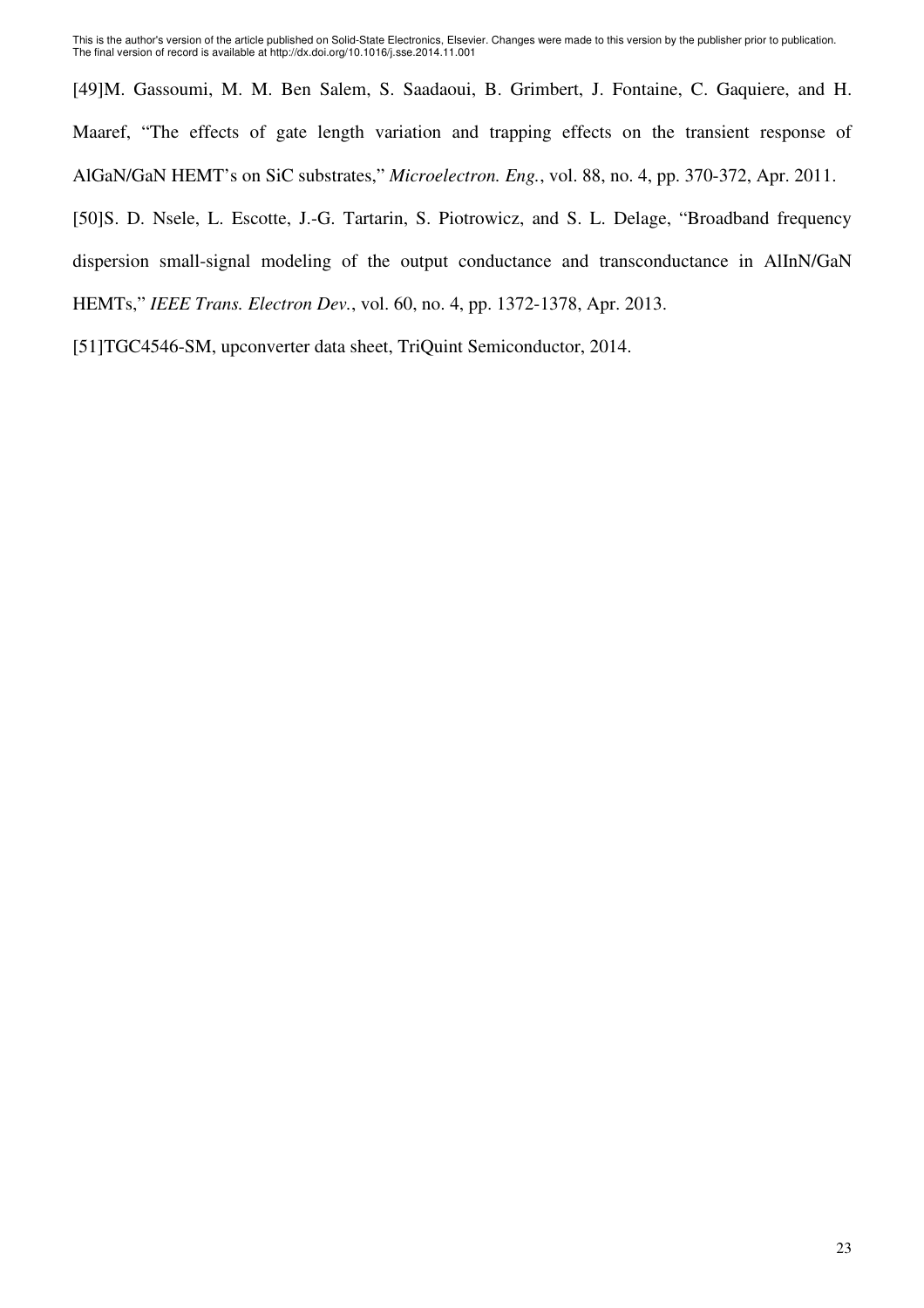[49]M. Gassoumi, M. M. Ben Salem, S. Saadaoui, B. Grimbert, J. Fontaine, C. Gaquiere, and H. Maaref, "The effects of gate length variation and trapping effects on the transient response of AlGaN/GaN HEMT's on SiC substrates," *Microelectron. Eng.*, vol. 88, no. 4, pp. 370-372, Apr. 2011.

[50]S. D. Nsele, L. Escotte, J.-G. Tartarin, S. Piotrowicz, and S. L. Delage, "Broadband frequency dispersion small-signal modeling of the output conductance and transconductance in AlInN/GaN HEMTs," *IEEE Trans. Electron Dev.*, vol. 60, no. 4, pp. 1372-1378, Apr. 2013.

[51]TGC4546-SM, upconverter data sheet, TriQuint Semiconductor, 2014.